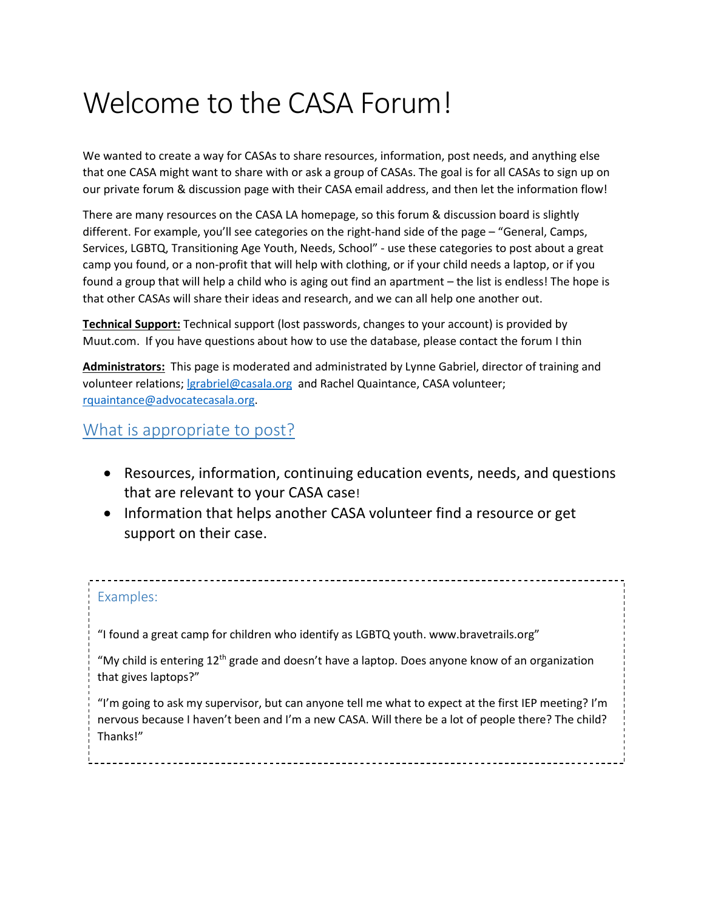# Welcome to the CASA Forum!

We wanted to create a way for CASAs to share resources, information, post needs, and anything else that one CASA might want to share with or ask a group of CASAs. The goal is for all CASAs to sign up on our private forum & discussion page with their CASA email address, and then let the information flow!

There are many resources on the CASA LA homepage, so this forum & discussion board is slightly different. For example, you'll see categories on the right-hand side of the page – "General, Camps, Services, LGBTQ, Transitioning Age Youth, Needs, School" - use these categories to post about a great camp you found, or a non-profit that will help with clothing, or if your child needs a laptop, or if you found a group that will help a child who is aging out find an apartment – the list is endless! The hope is that other CASAs will share their ideas and research, and we can all help one another out.

**Technical Support:** Technical support (lost passwords, changes to your account) is provided by Muut.com. If you have questions about how to use the database, please contact the forum I thin

**Administrators:** This page is moderated and administrated by Lynne Gabriel, director of training and volunteer relations; lgrabriel@casala.org and Rachel Quaintance, CASA volunteer; rquaintance@advocatecasala.org.

## What is appropriate to post?

- Resources, information, continuing education events, needs, and questions that are relevant to your CASA case!
- Information that helps another CASA volunteer find a resource or get support on their case.

### Examples:

"I found a great camp for children who identify as LGBTQ youth. www.bravetrails.org"

"My child is entering 12th grade and doesn't have a laptop. Does anyone know of an organization that gives laptops?"

"I'm going to ask my supervisor, but can anyone tell me what to expect at the first IEP meeting? I'm nervous because I haven't been and I'm a new CASA. Will there be a lot of people there? The child? Thanks!"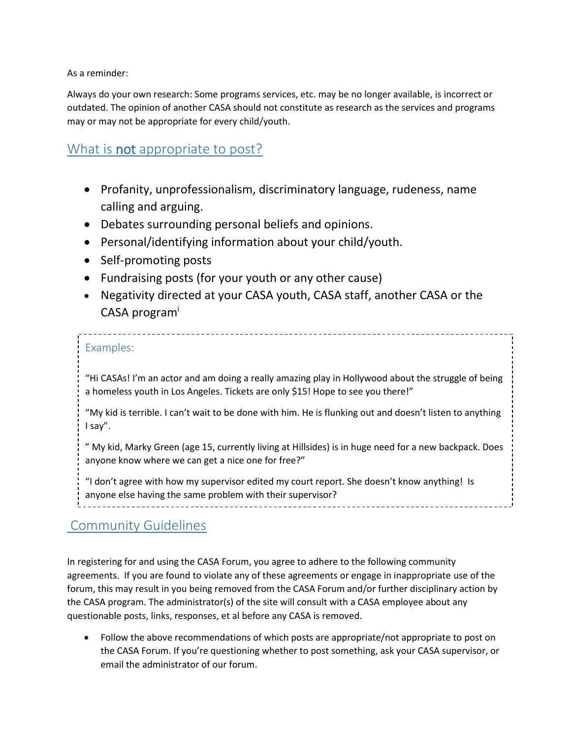As a reminder:

Always do your own research: Some programs services, etc. may be no longer available, is incorrect or outdated. The opinion of another CASA should not constitute as research as the services and programs may or may not be appropriate for every child/youth.

## What is **not** appropriate to post?

- Profanity, unprofessionalism, discriminatory language, rudeness, name calling and arguing.
- Debates surrounding personal beliefs and opinions.
- Personal/identifying information about your child/youth.
- Self-promoting posts
- Fundraising posts (for your youth or any other cause)
- Negativity directed at your CASA youth, CASA staff, another CASA or the CASA program[i]

> Examples:
>
> "Hi CASAs! I'm an actor and am doing a really amazing play in Hollywood about the struggle of being a homeless youth in Los Angeles. Tickets are only $15! Hope to see you there!"
>
> "My kid is terrible. I can't wait to be done with him. He is flunking out and doesn't listen to anything I say".
>
> " My kid, Marky Green (age 15, currently living at Hillsides) is in huge need for a new backpack. Does anyone know where we can get a nice one for free?"
>
> "I don't agree with how my supervisor edited my court report. She doesn't know anything! Is anyone else having the same problem with their supervisor?

## Community Guidelines

In registering for and using the CASA Forum, you agree to adhere to the following community agreements. If you are found to violate any of these agreements or engage in inappropriate use of the forum, this may result in you being removed from the CASA Forum and/or further disciplinary action by the CASA program. The administrator(s) of the site will consult with a CASA employee about any questionable posts, links, responses, et al before any CASA is removed.

- Follow the above recommendations of which posts are appropriate/not appropriate to post on the CASA Forum. If you're questioning whether to post something, ask your CASA supervisor, or email the administrator of our forum.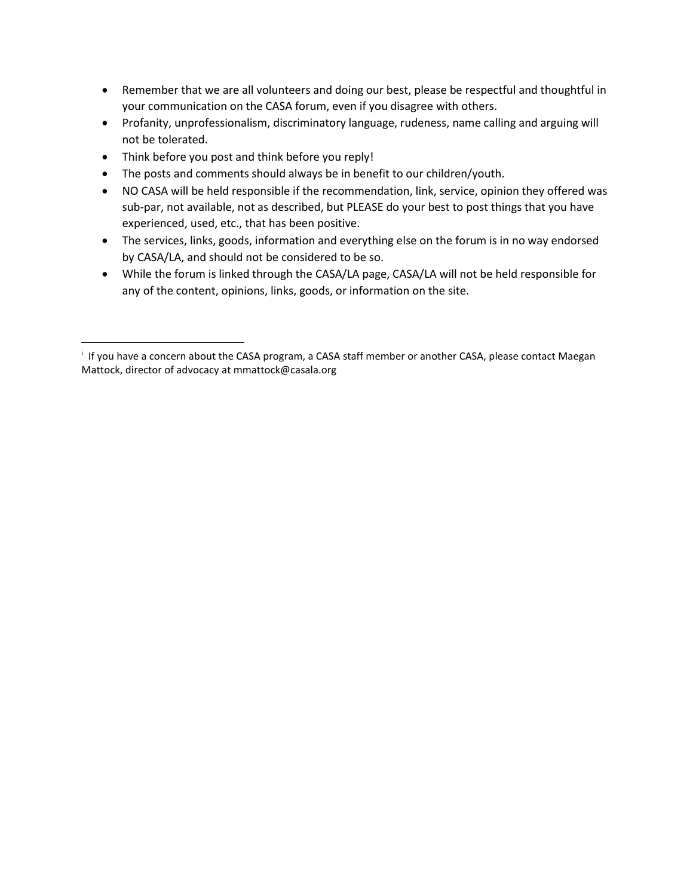- Remember that we are all volunteers and doing our best, please be respectful and thoughtful in your communication on the CASA forum, even if you disagree with others.
- Profanity, unprofessionalism, discriminatory language, rudeness, name calling and arguing will not be tolerated.
- Think before you post and think before you reply!
- The posts and comments should always be in benefit to our children/youth.
- NO CASA will be held responsible if the recommendation, link, service, opinion they offered was sub-par, not available, not as described, but PLEASE do your best to post things that you have experienced, used, etc., that has been positive.
- The services, links, goods, information and everything else on the forum is in no way endorsed by CASA/LA, and should not be considered to be so.
- While the forum is linked through the CASA/LA page, CASA/LA will not be held responsible for any of the content, opinions, links, goods, or information on the site.

---

[i] If you have a concern about the CASA program, a CASA staff member or another CASA, please contact Maegan Mattock, director of advocacy at mmattock@casala.org